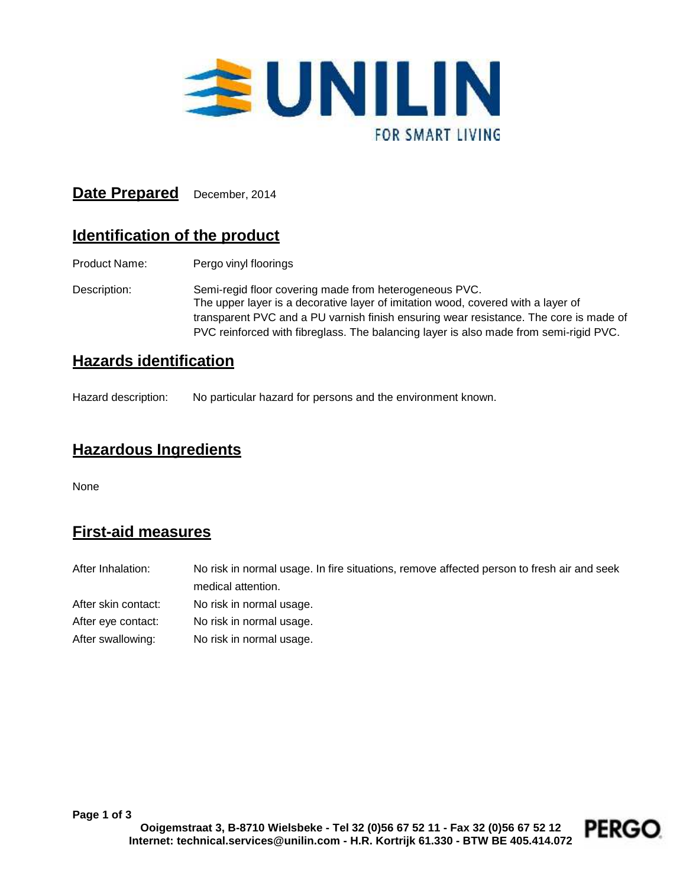UNILIN

FOR SMART LIVING

## Date Prepared

December, 2014

## Identification of the product

Product Name: Pergo vinyl floorings

Description: Semi-regid floor covering made from heterogeneous PVC.
The upper layer is a decorative layer of imitation wood, covered with a layer of transparent PVC and a PU varnish finish ensuring wear resistance. The core is made of PVC reinforced with fibreglass. The balancing layer is also made from semi-rigid PVC.

## Hazards identification

Hazard description: No particular hazard for persons and the environment known.

## Hazardous Ingredients

None

## First-aid measures

After Inhalation: No risk in normal usage. In fire situations, remove affected person to fresh air and seek medical attention.

After skin contact: No risk in normal usage.

After eye contact: No risk in normal usage.

After swallowing: No risk in normal usage.

**Ooigemstraat 3, B-8710 Wielsbeke - Tel 32 (0)56 67 52 11 - Fax 32 (0)56 67 52 12**
**Internet: technical.services@unilin.com - H.R. Kortrijk 61.330 - BTW BE 405.414.072**

PERGO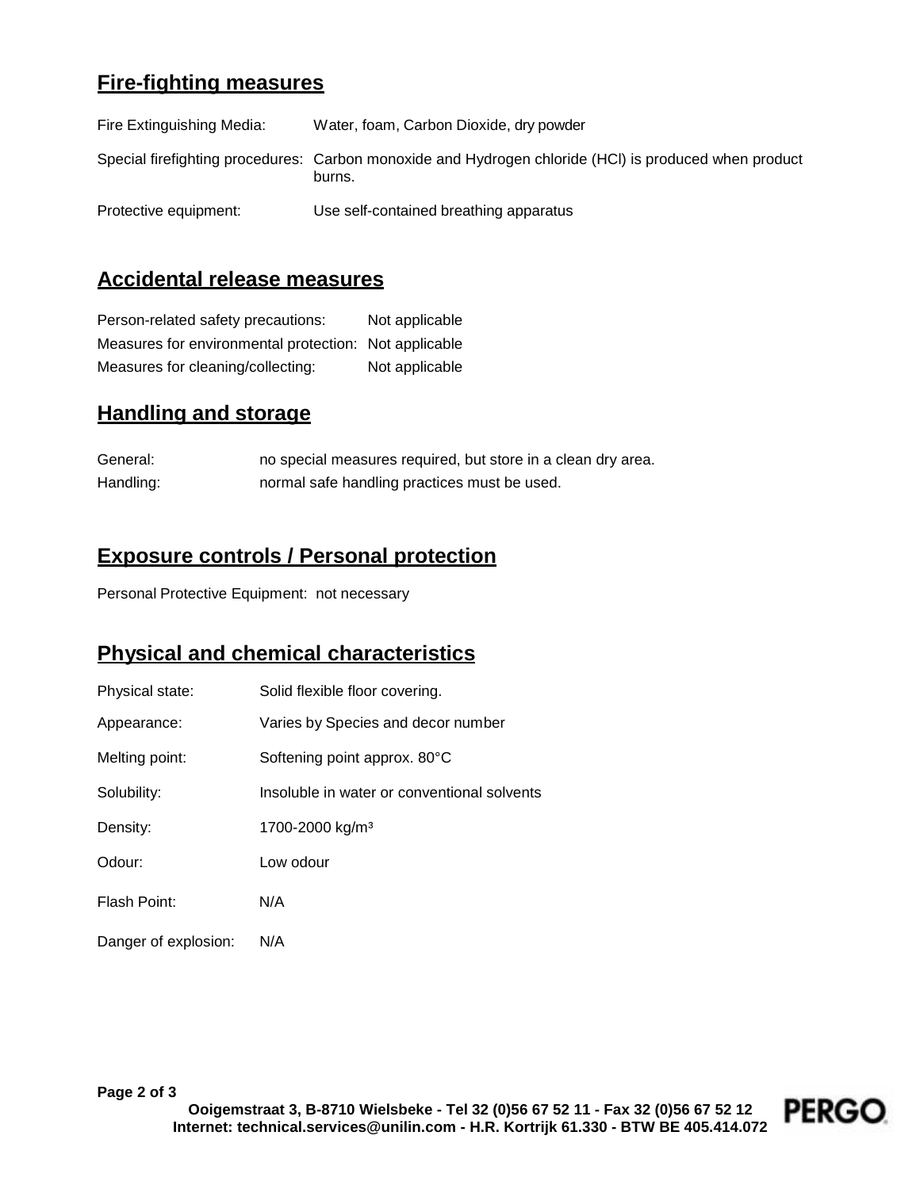## Fire-fighting measures

| | |
|---|---|
| Fire Extinguishing Media: | Water, foam, Carbon Dioxide, dry powder |
| Special firefighting procedures: | Carbon monoxide and Hydrogen chloride (HCl) is produced when product burns. |
| Protective equipment: | Use self-contained breathing apparatus |

## Accidental release measures

| | |
|---|---|
| Person-related safety precautions: | Not applicable |
| Measures for environmental protection: | Not applicable |
| Measures for cleaning/collecting: | Not applicable |

## Handling and storage

| | |
|---|---|
| General: | no special measures required, but store in a clean dry area. |
| Handling: | normal safe handling practices must be used. |

## Exposure controls / Personal protection

Personal Protective Equipment: not necessary

## Physical and chemical characteristics

| | |
|---|---|
| Physical state: | Solid flexible floor covering. |
| Appearance: | Varies by Species and decor number |
| Melting point: | Softening point approx. 80°C |
| Solubility: | Insoluble in water or conventional solvents |
| Density: | 1700-2000 kg/m³ |
| Odour: | Low odour |
| Flash Point: | N/A |
| Danger of explosion: | N/A |

**Ooigemstraat 3, B-8710 Wielsbeke - Tel 32 (0)56 67 52 11 - Fax 32 (0)56 67 52 12**
**Internet: technical.services@unilin.com - H.R. Kortrijk 61.330 - BTW BE 405.414.072**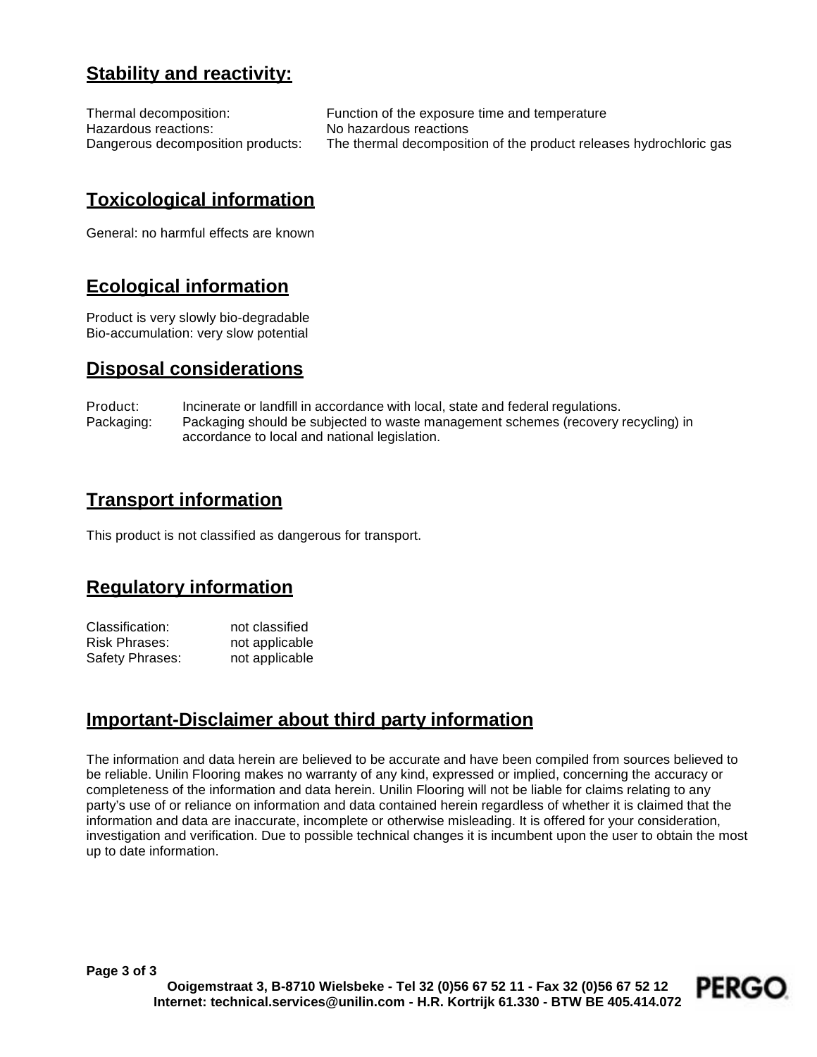## Stability and reactivity:

| | |
|---|---|
| Thermal decomposition: | Function of the exposure time and temperature |
| Hazardous reactions: | No hazardous reactions |
| Dangerous decomposition products: | The thermal decomposition of the product releases hydrochloric gas |

## Toxicological information

General: no harmful effects are known

## Ecological information

Product is very slowly bio-degradable
Bio-accumulation: very slow potential

## Disposal considerations

| | |
|---|---|
| Product: | Incinerate or landfill in accordance with local, state and federal regulations. |
| Packaging: | Packaging should be subjected to waste management schemes (recovery recycling) in accordance to local and national legislation. |

## Transport information

This product is not classified as dangerous for transport.

## Regulatory information

| | |
|---|---|
| Classification: | not classified |
| Risk Phrases: | not applicable |
| Safety Phrases: | not applicable |

## Important-Disclaimer about third party information

The information and data herein are believed to be accurate and have been compiled from sources believed to be reliable. Unilin Flooring makes no warranty of any kind, expressed or implied, concerning the accuracy or completeness of the information and data herein. Unilin Flooring will not be liable for claims relating to any party's use of or reliance on information and data contained herein regardless of whether it is claimed that the information and data are inaccurate, incomplete or otherwise misleading. It is offered for your consideration, investigation and verification. Due to possible technical changes it is incumbent upon the user to obtain the most up to date information.

**Ooigemstraat 3, B-8710 Wielsbeke - Tel 32 (0)56 67 52 11 - Fax 32 (0)56 67 52 12**
**Internet: technical.services@unilin.com - H.R. Kortrijk 61.330 - BTW BE 405.414.072**

PERGO